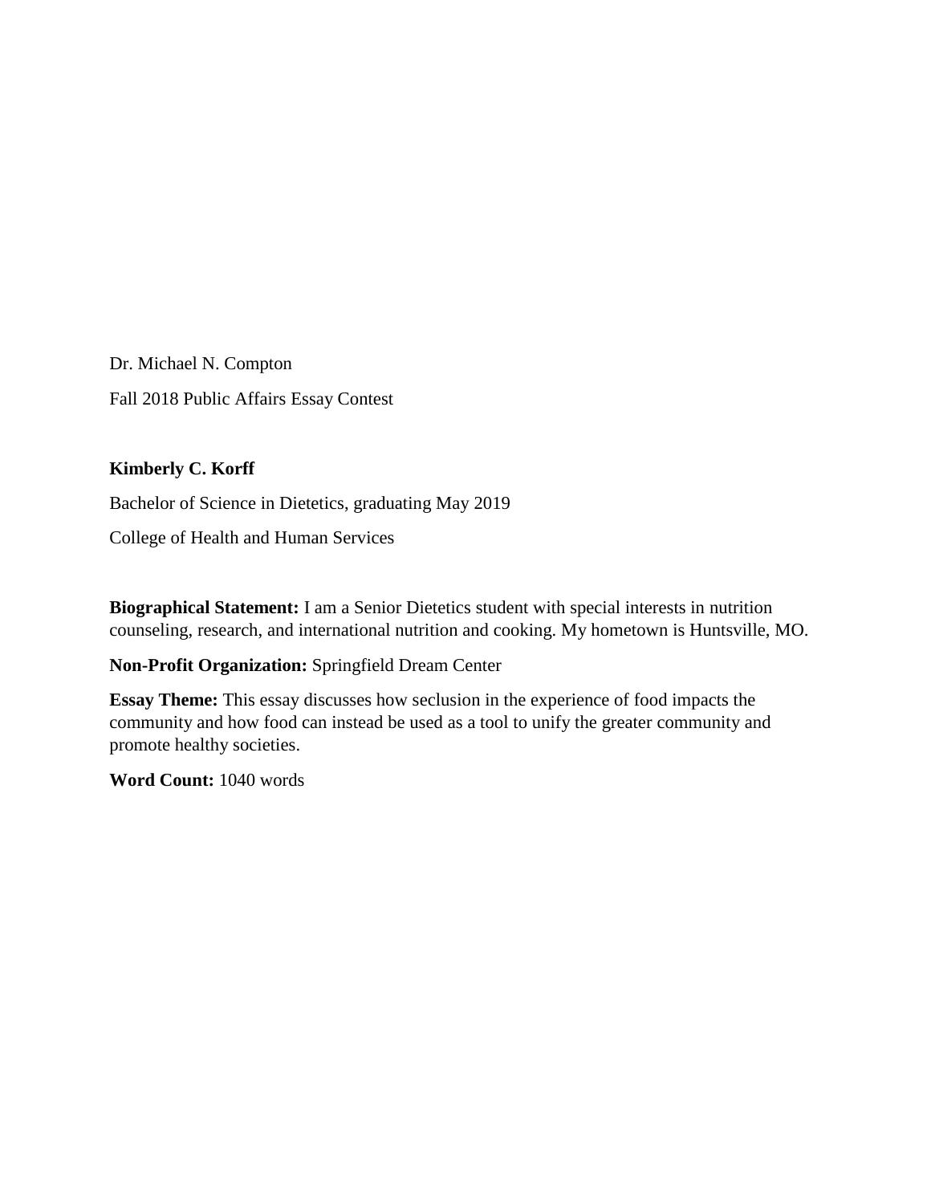Dr. Michael N. Compton

Fall 2018 Public Affairs Essay Contest

**Kimberly C. Korff**

Bachelor of Science in Dietetics, graduating May 2019

College of Health and Human Services

**Biographical Statement:** I am a Senior Dietetics student with special interests in nutrition counseling, research, and international nutrition and cooking. My hometown is Huntsville, MO.

**Non-Profit Organization:** Springfield Dream Center

**Essay Theme:** This essay discusses how seclusion in the experience of food impacts the community and how food can instead be used as a tool to unify the greater community and promote healthy societies.

**Word Count:** 1040 words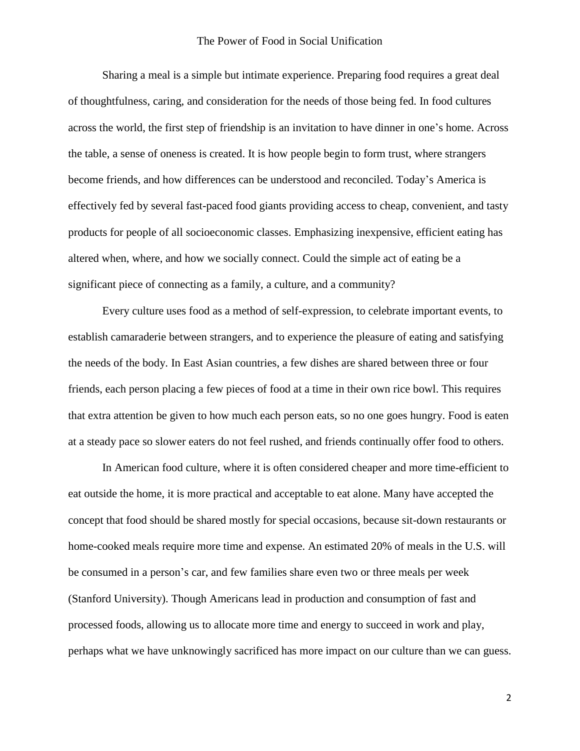Sharing a meal is a simple but intimate experience. Preparing food requires a great deal of thoughtfulness, caring, and consideration for the needs of those being fed. In food cultures across the world, the first step of friendship is an invitation to have dinner in one's home. Across the table, a sense of oneness is created. It is how people begin to form trust, where strangers become friends, and how differences can be understood and reconciled. Today's America is effectively fed by several fast-paced food giants providing access to cheap, convenient, and tasty products for people of all socioeconomic classes. Emphasizing inexpensive, efficient eating has altered when, where, and how we socially connect. Could the simple act of eating be a significant piece of connecting as a family, a culture, and a community?

Every culture uses food as a method of self-expression, to celebrate important events, to establish camaraderie between strangers, and to experience the pleasure of eating and satisfying the needs of the body. In East Asian countries, a few dishes are shared between three or four friends, each person placing a few pieces of food at a time in their own rice bowl. This requires that extra attention be given to how much each person eats, so no one goes hungry. Food is eaten at a steady pace so slower eaters do not feel rushed, and friends continually offer food to others.

In American food culture, where it is often considered cheaper and more time-efficient to eat outside the home, it is more practical and acceptable to eat alone. Many have accepted the concept that food should be shared mostly for special occasions, because sit-down restaurants or home-cooked meals require more time and expense. An estimated 20% of meals in the U.S. will be consumed in a person's car, and few families share even two or three meals per week (Stanford University). Though Americans lead in production and consumption of fast and processed foods, allowing us to allocate more time and energy to succeed in work and play, perhaps what we have unknowingly sacrificed has more impact on our culture than we can guess.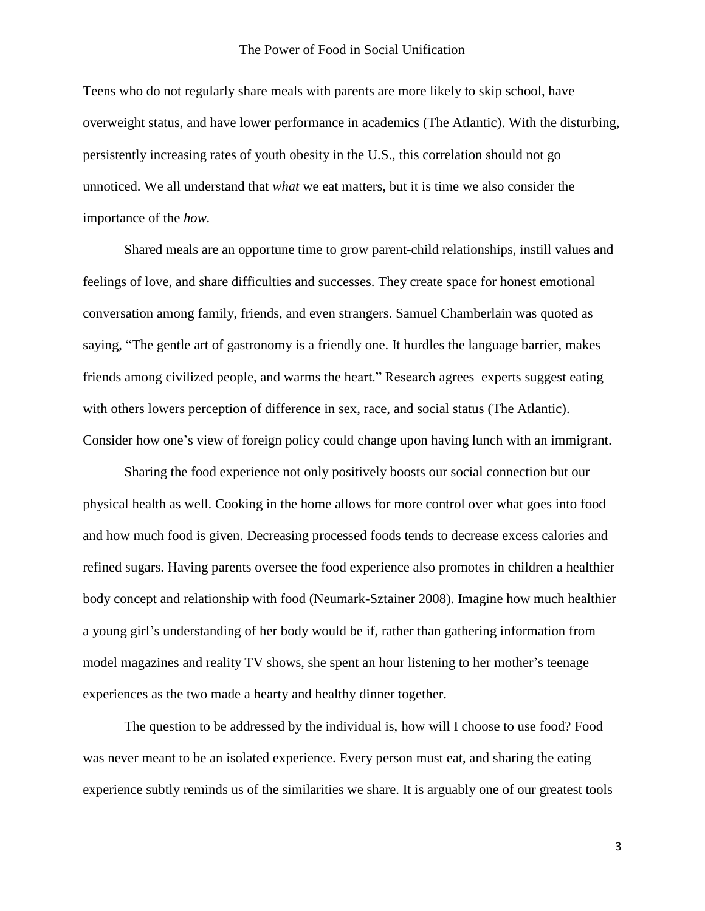Teens who do not regularly share meals with parents are more likely to skip school, have overweight status, and have lower performance in academics (The Atlantic). With the disturbing, persistently increasing rates of youth obesity in the U.S., this correlation should not go unnoticed. We all understand that *what* we eat matters, but it is time we also consider the importance of the *how.*

Shared meals are an opportune time to grow parent-child relationships, instill values and feelings of love, and share difficulties and successes. They create space for honest emotional conversation among family, friends, and even strangers. Samuel Chamberlain was quoted as saying, "The gentle art of gastronomy is a friendly one. It hurdles the language barrier, makes friends among civilized people, and warms the heart." Research agrees–experts suggest eating with others lowers perception of difference in sex, race, and social status (The Atlantic). Consider how one's view of foreign policy could change upon having lunch with an immigrant.

Sharing the food experience not only positively boosts our social connection but our physical health as well. Cooking in the home allows for more control over what goes into food and how much food is given. Decreasing processed foods tends to decrease excess calories and refined sugars. Having parents oversee the food experience also promotes in children a healthier body concept and relationship with food (Neumark-Sztainer 2008). Imagine how much healthier a young girl's understanding of her body would be if, rather than gathering information from model magazines and reality TV shows, she spent an hour listening to her mother's teenage experiences as the two made a hearty and healthy dinner together.

The question to be addressed by the individual is, how will I choose to use food? Food was never meant to be an isolated experience. Every person must eat, and sharing the eating experience subtly reminds us of the similarities we share. It is arguably one of our greatest tools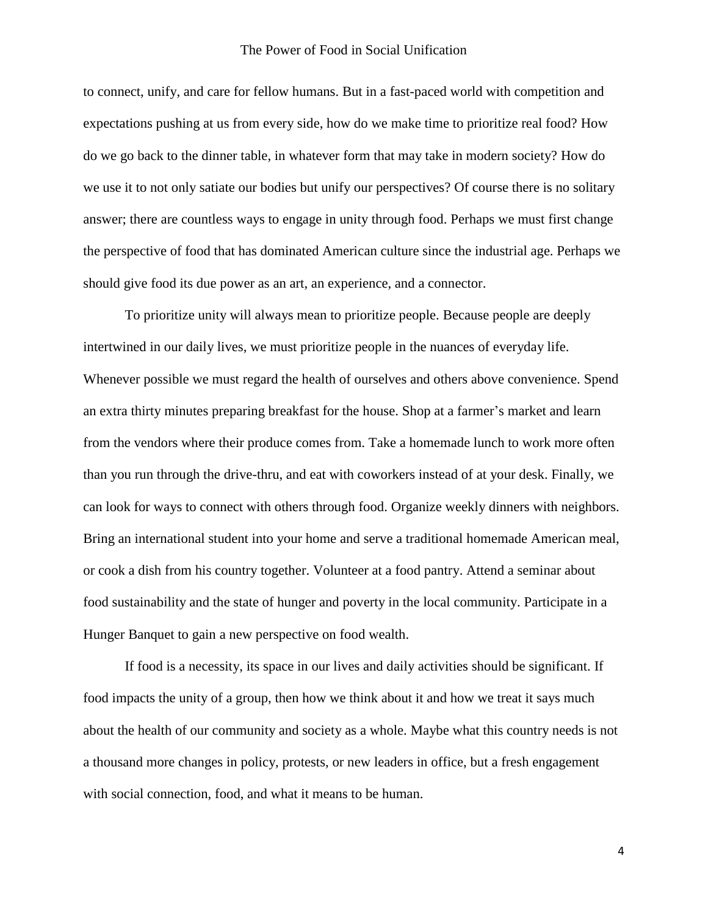to connect, unify, and care for fellow humans. But in a fast-paced world with competition and expectations pushing at us from every side, how do we make time to prioritize real food? How do we go back to the dinner table, in whatever form that may take in modern society? How do we use it to not only satiate our bodies but unify our perspectives? Of course there is no solitary answer; there are countless ways to engage in unity through food. Perhaps we must first change the perspective of food that has dominated American culture since the industrial age. Perhaps we should give food its due power as an art, an experience, and a connector.

To prioritize unity will always mean to prioritize people. Because people are deeply intertwined in our daily lives, we must prioritize people in the nuances of everyday life. Whenever possible we must regard the health of ourselves and others above convenience. Spend an extra thirty minutes preparing breakfast for the house. Shop at a farmer's market and learn from the vendors where their produce comes from. Take a homemade lunch to work more often than you run through the drive-thru, and eat with coworkers instead of at your desk. Finally, we can look for ways to connect with others through food. Organize weekly dinners with neighbors. Bring an international student into your home and serve a traditional homemade American meal, or cook a dish from his country together. Volunteer at a food pantry. Attend a seminar about food sustainability and the state of hunger and poverty in the local community. Participate in a Hunger Banquet to gain a new perspective on food wealth.

If food is a necessity, its space in our lives and daily activities should be significant. If food impacts the unity of a group, then how we think about it and how we treat it says much about the health of our community and society as a whole. Maybe what this country needs is not a thousand more changes in policy, protests, or new leaders in office, but a fresh engagement with social connection, food, and what it means to be human.